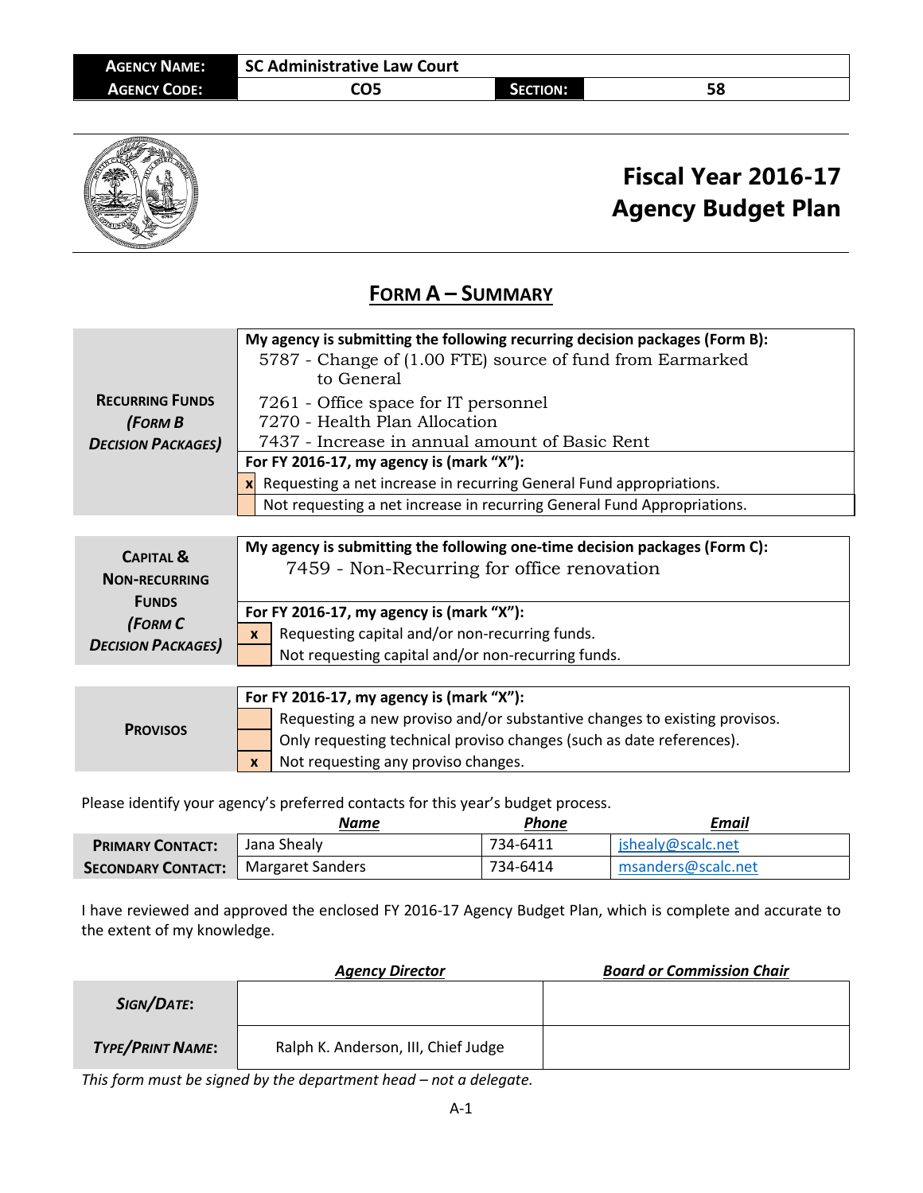| **AGENCY NAME:** | SC Administrative Law Court | | |
|---|---|---|---|
| **AGENCY CODE:** | CO5 | **SECTION:** | 58 |

# Fiscal Year 2016-17 Agency Budget Plan

## FORM A – SUMMARY

| | |
|---|---|
| **RECURRING FUNDS** *(FORM B DECISION PACKAGES)* | **My agency is submitting the following recurring decision packages (Form B):** 5787 - Change of (1.00 FTE) source of fund from Earmarked to General; 7261 - Office space for IT personnel; 7270 - Health Plan Allocation; 7437 - Increase in annual amount of Basic Rent |
| | **For FY 2016-17, my agency is (mark "X"):** |
| | [x] Requesting a net increase in recurring General Fund appropriations. |
| | [ ] Not requesting a net increase in recurring General Fund Appropriations. |

| | |
|---|---|
| **CAPITAL & NON-RECURRING FUNDS** *(FORM C DECISION PACKAGES)* | **My agency is submitting the following one-time decision packages (Form C):** 7459 - Non-Recurring for office renovation |
| | **For FY 2016-17, my agency is (mark "X"):** |
| | [x] Requesting capital and/or non-recurring funds. |
| | [ ] Not requesting capital and/or non-recurring funds. |

| | |
|---|---|
| **PROVISOS** | **For FY 2016-17, my agency is (mark "X"):** |
| | [ ] Requesting a new proviso and/or substantive changes to existing provisos. |
| | [ ] Only requesting technical proviso changes (such as date references). |
| | [x] Not requesting any proviso changes. |

Please identify your agency's preferred contacts for this year's budget process.

| | *Name* | *Phone* | *Email* |
|---|---|---|---|
| **PRIMARY CONTACT:** | Jana Shealy | 734-6411 | jshealy@scalc.net |
| **SECONDARY CONTACT:** | Margaret Sanders | 734-6414 | msanders@scalc.net |

I have reviewed and approved the enclosed FY 2016-17 Agency Budget Plan, which is complete and accurate to the extent of my knowledge.

| | *Agency Director* | *Board or Commission Chair* |
|---|---|---|
| ***SIGN/DATE:*** | | |
| ***TYPE/PRINT NAME:*** | Ralph K. Anderson, III, Chief Judge | |

*This form must be signed by the department head – not a delegate.*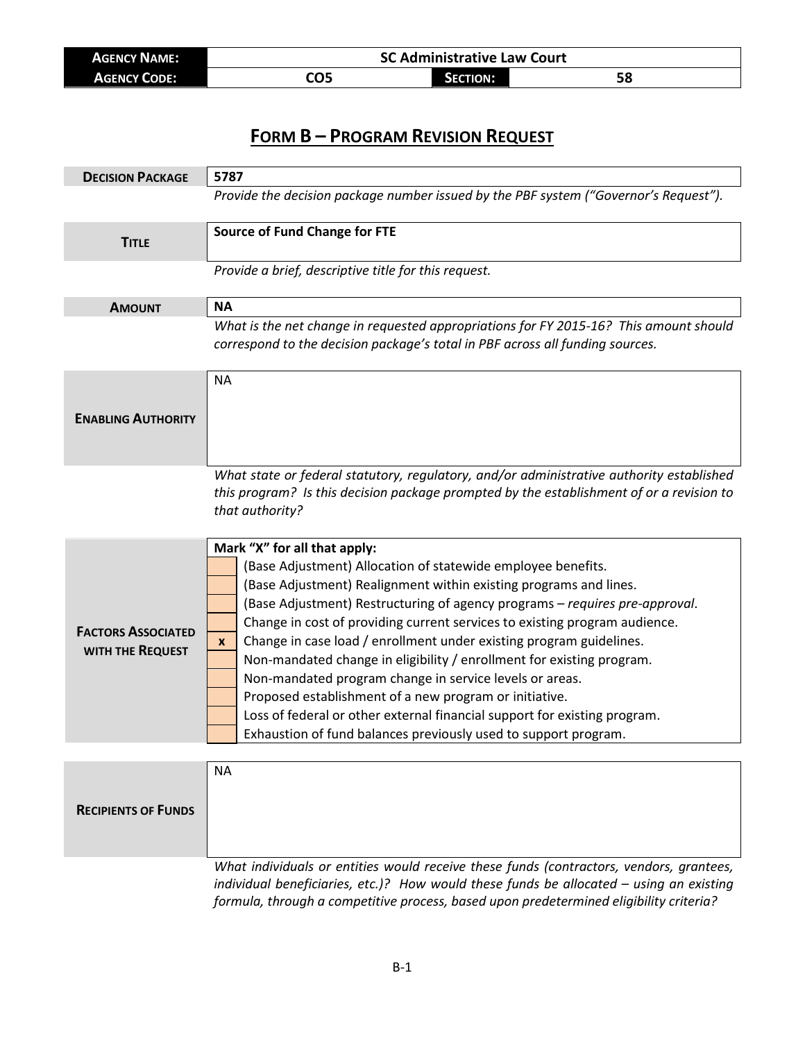| **Agency Name:** | **SC Administrative Law Court** | | |
|---|---|---|---|
| **Agency Code:** | **CO5** | **Section:** | **58** |

# Form B – Program Revision Request

| **Decision Package** | **5787** |
|---|---|
| | *Provide the decision package number issued by the PBF system ("Governor's Request").* |

| **Title** | **Source of Fund Change for FTE** |
|---|---|
| | *Provide a brief, descriptive title for this request.* |

| **Amount** | **NA** |
|---|---|
| | *What is the net change in requested appropriations for FY 2015-16? This amount should correspond to the decision package's total in PBF across all funding sources.* |

| **Enabling Authority** | NA |
|---|---|
| | *What state or federal statutory, regulatory, and/or administrative authority established this program? Is this decision package prompted by the establishment of or a revision to that authority?* |

**Factors Associated with the Request**

**Mark "X" for all that apply:**

| | |
|---|---|
| | (Base Adjustment) Allocation of statewide employee benefits. |
| | (Base Adjustment) Realignment within existing programs and lines. |
| | (Base Adjustment) Restructuring of agency programs – *requires pre-approval*. |
| | Change in cost of providing current services to existing program audience. |
| x | Change in case load / enrollment under existing program guidelines. |
| | Non-mandated change in eligibility / enrollment for existing program. |
| | Non-mandated program change in service levels or areas. |
| | Proposed establishment of a new program or initiative. |
| | Loss of federal or other external financial support for existing program. |
| | Exhaustion of fund balances previously used to support program. |

| **Recipients of Funds** | NA |
|---|---|
| | *What individuals or entities would receive these funds (contractors, vendors, grantees, individual beneficiaries, etc.)? How would these funds be allocated – using an existing formula, through a competitive process, based upon predetermined eligibility criteria?* |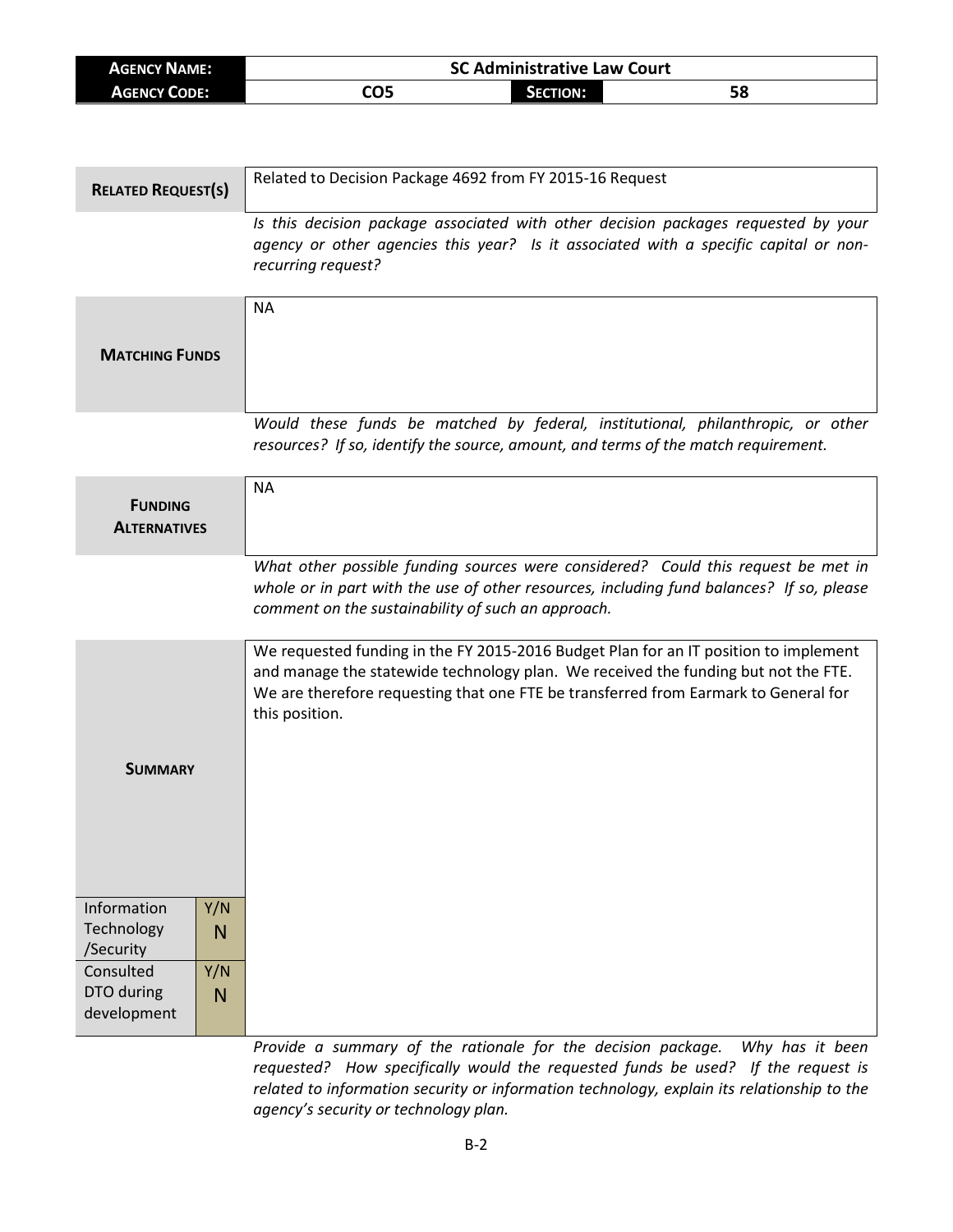| AGENCY NAME: | SC Administrative Law Court | | |
|---|---|---|---|
| AGENCY CODE: | CO5 | SECTION: | 58 |

| **RELATED REQUEST(S)** | Related to Decision Package 4692 from FY 2015-16 Request |
|---|---|

*Is this decision package associated with other decision packages requested by your agency or other agencies this year? Is it associated with a specific capital or non-recurring request?*

| **MATCHING FUNDS** | NA |
|---|---|

*Would these funds be matched by federal, institutional, philanthropic, or other resources? If so, identify the source, amount, and terms of the match requirement.*

| **FUNDING ALTERNATIVES** | NA |
|---|---|

*What other possible funding sources were considered? Could this request be met in whole or in part with the use of other resources, including fund balances? If so, please comment on the sustainability of such an approach.*

| **SUMMARY** | We requested funding in the FY 2015-2016 Budget Plan for an IT position to implement and manage the statewide technology plan. We received the funding but not the FTE. We are therefore requesting that one FTE be transferred from Earmark to General for this position. |
|---|---|
| Information Technology /Security — Y/N: N | |
| Consulted DTO during development — Y/N: N | |

*Provide a summary of the rationale for the decision package. Why has it been requested? How specifically would the requested funds be used? If the request is related to information security or information technology, explain its relationship to the agency's security or technology plan.*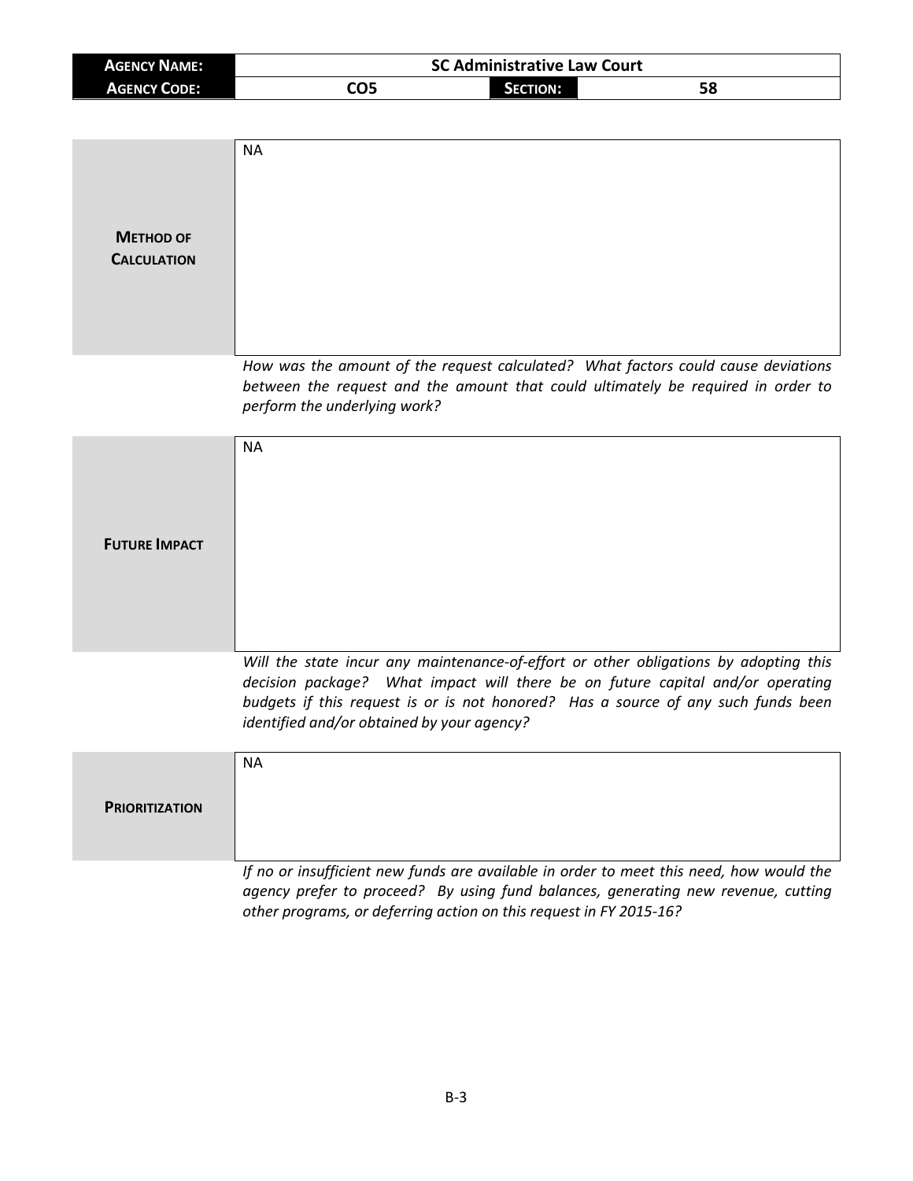| **AGENCY NAME:** | SC Administrative Law Court | | |
|---|---|---|---|
| **AGENCY CODE:** | CO5 | **SECTION:** | 58 |

| **METHOD OF CALCULATION** | NA |
|---|---|

*How was the amount of the request calculated? What factors could cause deviations between the request and the amount that could ultimately be required in order to perform the underlying work?*

| **FUTURE IMPACT** | NA |
|---|---|

*Will the state incur any maintenance-of-effort or other obligations by adopting this decision package? What impact will there be on future capital and/or operating budgets if this request is or is not honored? Has a source of any such funds been identified and/or obtained by your agency?*

| **PRIORITIZATION** | NA |
|---|---|

*If no or insufficient new funds are available in order to meet this need, how would the agency prefer to proceed? By using fund balances, generating new revenue, cutting other programs, or deferring action on this request in FY 2015-16?*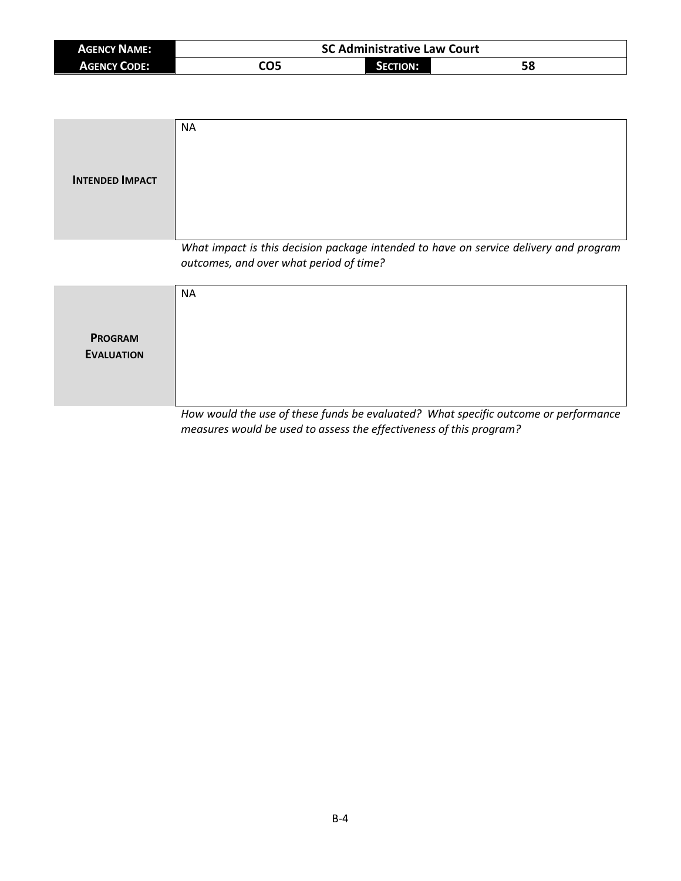| **Agency Name:** | SC Administrative Law Court | | |
|---|---|---|---|
| **Agency Code:** | CO5 | **Section:** | 58 |

| **Intended Impact** | NA |
|---|---|

*What impact is this decision package intended to have on service delivery and program outcomes, and over what period of time?*

| **Program Evaluation** | NA |
|---|---|

*How would the use of these funds be evaluated? What specific outcome or performance measures would be used to assess the effectiveness of this program?*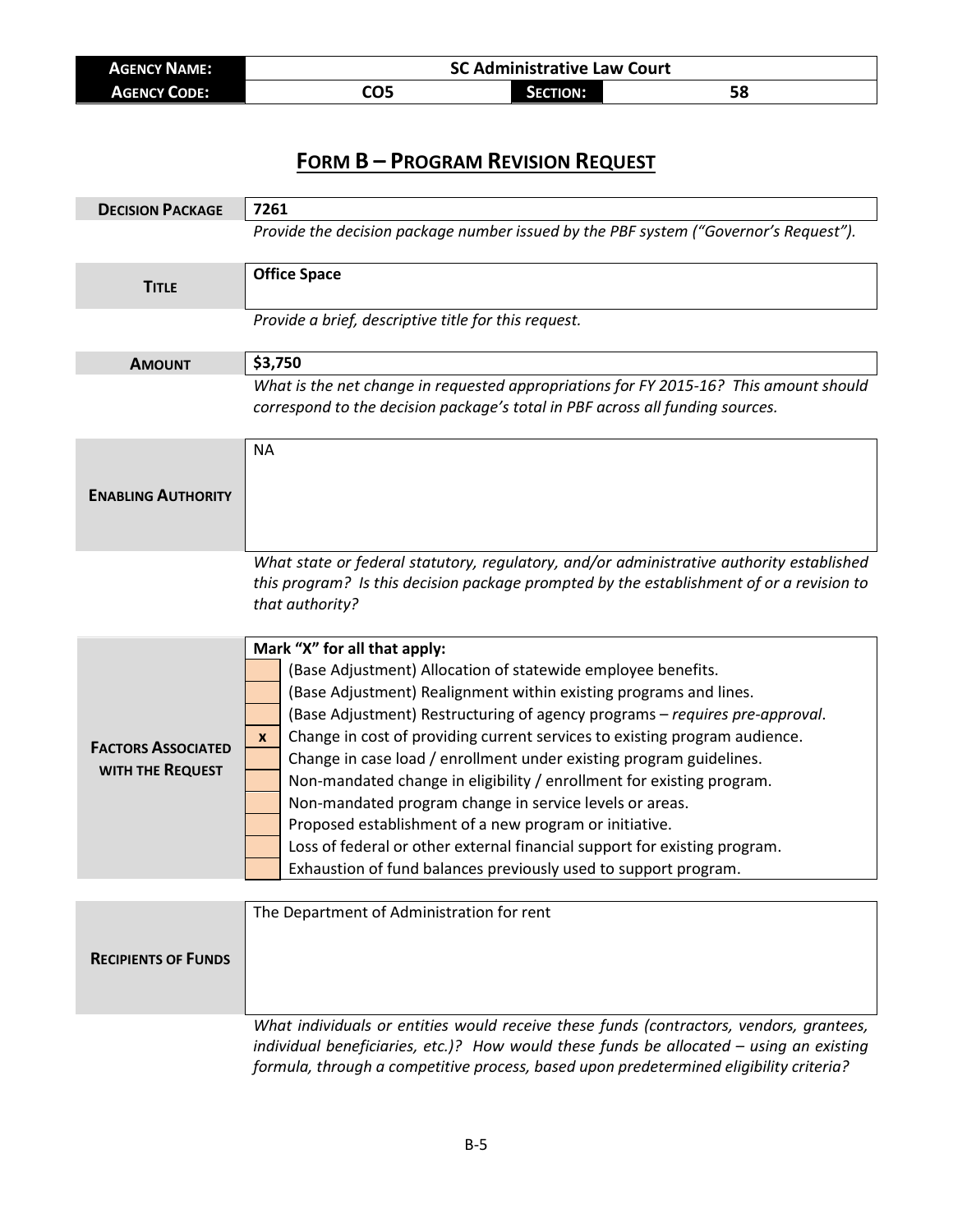| **Agency Name:** | SC Administrative Law Court | | |
|---|---|---|---|
| **Agency Code:** | CO5 | **Section:** | 58 |

# Form B – Program Revision Request

| | |
|---|---|
| **Decision Package** | **7261** |
| | *Provide the decision package number issued by the PBF system ("Governor's Request").* |
| **Title** | **Office Space** |
| | *Provide a brief, descriptive title for this request.* |
| **Amount** | **$3,750** |
| | *What is the net change in requested appropriations for FY 2015-16? This amount should correspond to the decision package's total in PBF across all funding sources.* |
| **Enabling Authority** | NA |
| | *What state or federal statutory, regulatory, and/or administrative authority established this program? Is this decision package prompted by the establishment of or a revision to that authority?* |

**Factors Associated with the Request**

**Mark "X" for all that apply:**

| | |
|---|---|
| | (Base Adjustment) Allocation of statewide employee benefits. |
| | (Base Adjustment) Realignment within existing programs and lines. |
| | (Base Adjustment) Restructuring of agency programs – *requires pre-approval*. |
| x | Change in cost of providing current services to existing program audience. |
| | Change in case load / enrollment under existing program guidelines. |
| | Non-mandated change in eligibility / enrollment for existing program. |
| | Non-mandated program change in service levels or areas. |
| | Proposed establishment of a new program or initiative. |
| | Loss of federal or other external financial support for existing program. |
| | Exhaustion of fund balances previously used to support program. |

| | |
|---|---|
| **Recipients of Funds** | The Department of Administration for rent |
| | *What individuals or entities would receive these funds (contractors, vendors, grantees, individual beneficiaries, etc.)? How would these funds be allocated – using an existing formula, through a competitive process, based upon predetermined eligibility criteria?* |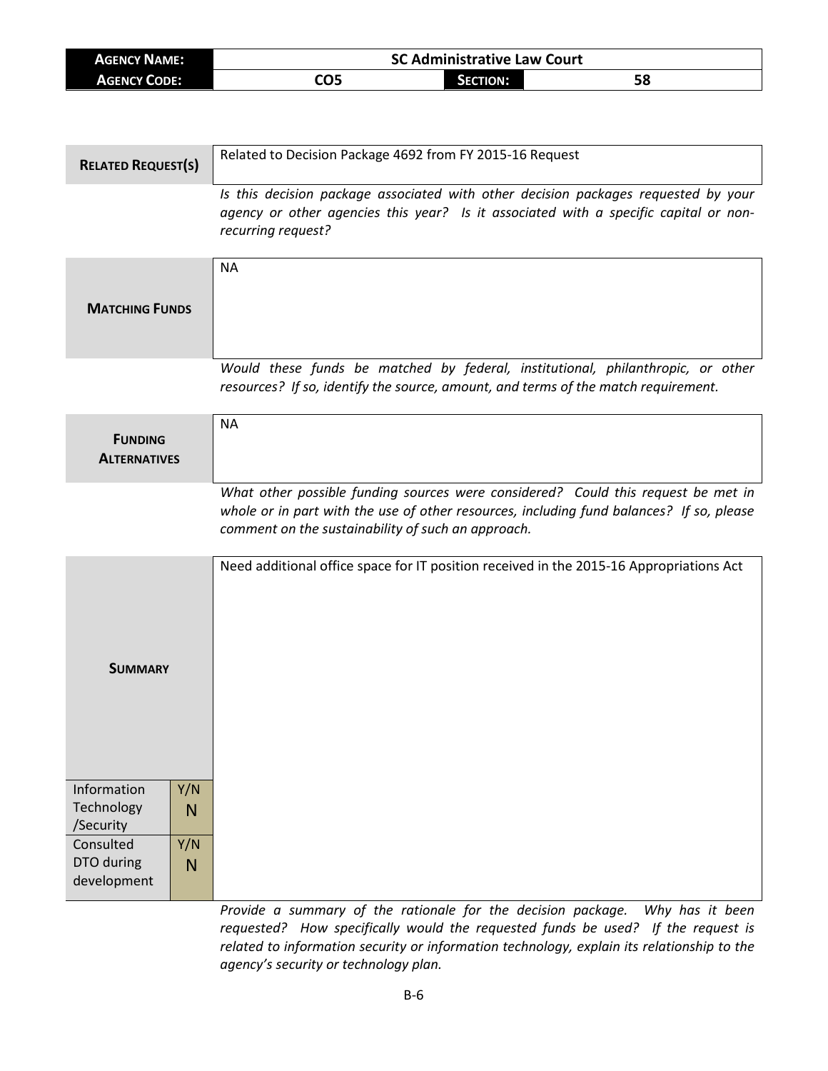| **AGENCY NAME:** | SC Administrative Law Court | | |
|---|---|---|---|
| **AGENCY CODE:** | CO5 | **SECTION:** | 58 |

| **RELATED REQUEST(S)** | Related to Decision Package 4692 from FY 2015-16 Request |
|---|---|

*Is this decision package associated with other decision packages requested by your agency or other agencies this year? Is it associated with a specific capital or non-recurring request?*

| **MATCHING FUNDS** | NA |
|---|---|

*Would these funds be matched by federal, institutional, philanthropic, or other resources? If so, identify the source, amount, and terms of the match requirement.*

| **FUNDING ALTERNATIVES** | NA |
|---|---|

*What other possible funding sources were considered? Could this request be met in whole or in part with the use of other resources, including fund balances? If so, please comment on the sustainability of such an approach.*

| **SUMMARY** | | Need additional office space for IT position received in the 2015-16 Appropriations Act |
|---|---|---|
| Information Technology /Security | Y/N N | |
| Consulted DTO during development | Y/N N | |

*Provide a summary of the rationale for the decision package. Why has it been requested? How specifically would the requested funds be used? If the request is related to information security or information technology, explain its relationship to the agency's security or technology plan.*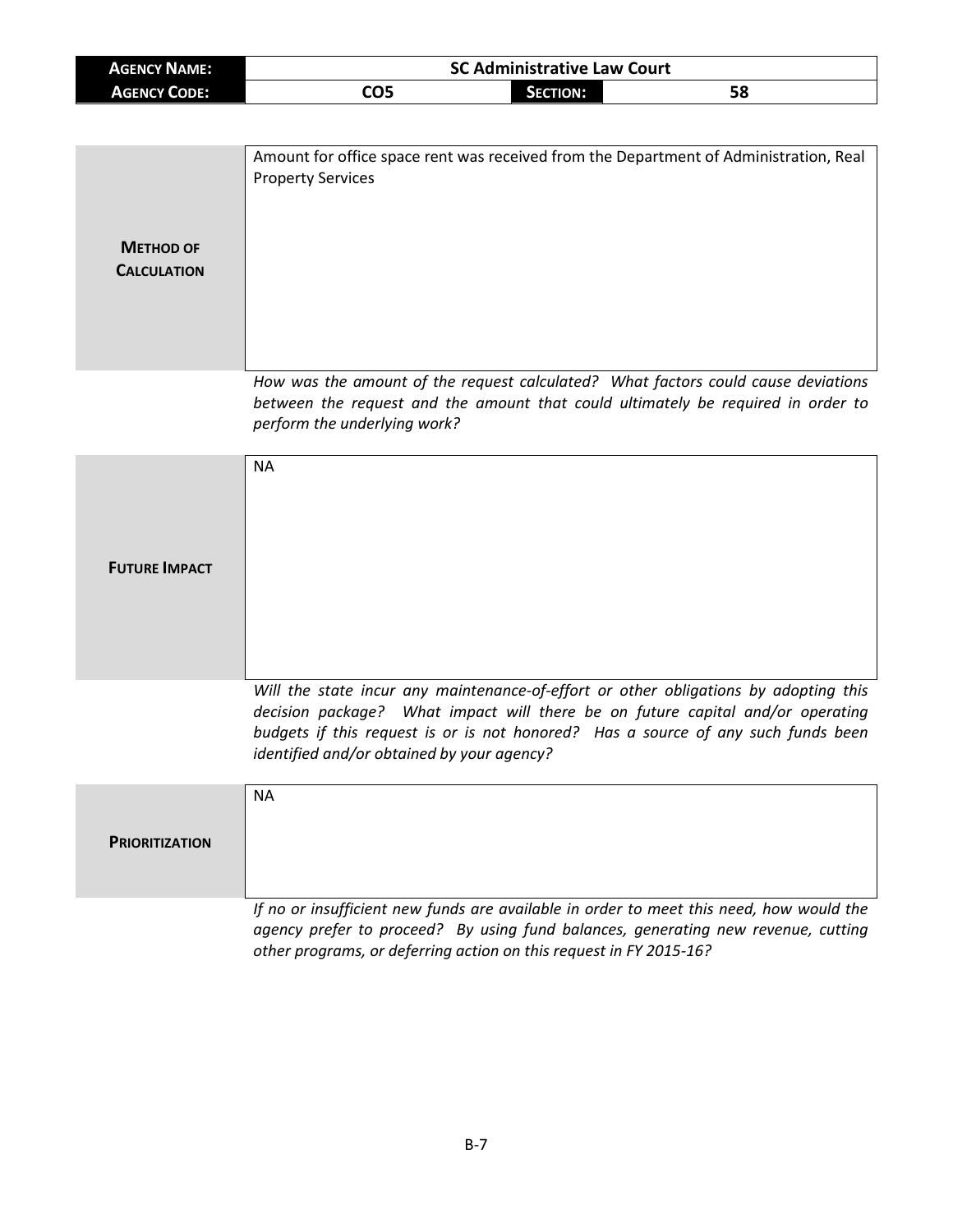| Agency Name: | SC Administrative Law Court | | |
| --- | --- | --- | --- |
| Agency Code: | CO5 | Section: | 58 |

| **Method of Calculation** | Amount for office space rent was received from the Department of Administration, Real Property Services |
| --- | --- |

*How was the amount of the request calculated? What factors could cause deviations between the request and the amount that could ultimately be required in order to perform the underlying work?*

| **Future Impact** | NA |
| --- | --- |

*Will the state incur any maintenance-of-effort or other obligations by adopting this decision package? What impact will there be on future capital and/or operating budgets if this request is or is not honored? Has a source of any such funds been identified and/or obtained by your agency?*

| **Prioritization** | NA |
| --- | --- |

*If no or insufficient new funds are available in order to meet this need, how would the agency prefer to proceed? By using fund balances, generating new revenue, cutting other programs, or deferring action on this request in FY 2015-16?*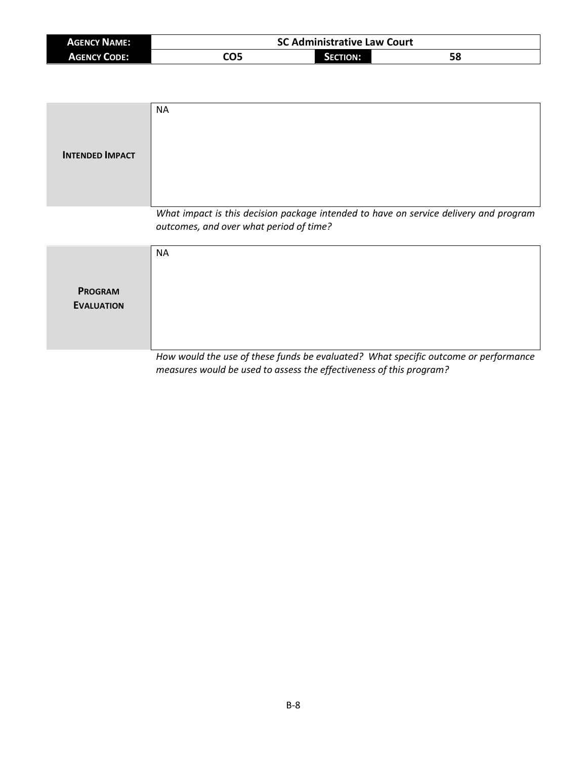| **AGENCY NAME:** | SC Administrative Law Court | | |
|---|---|---|---|
| **AGENCY CODE:** | CO5 | **SECTION:** | 58 |

| **INTENDED IMPACT** | NA |
|---|---|

*What impact is this decision package intended to have on service delivery and program outcomes, and over what period of time?*

| **PROGRAM EVALUATION** | NA |
|---|---|

*How would the use of these funds be evaluated? What specific outcome or performance measures would be used to assess the effectiveness of this program?*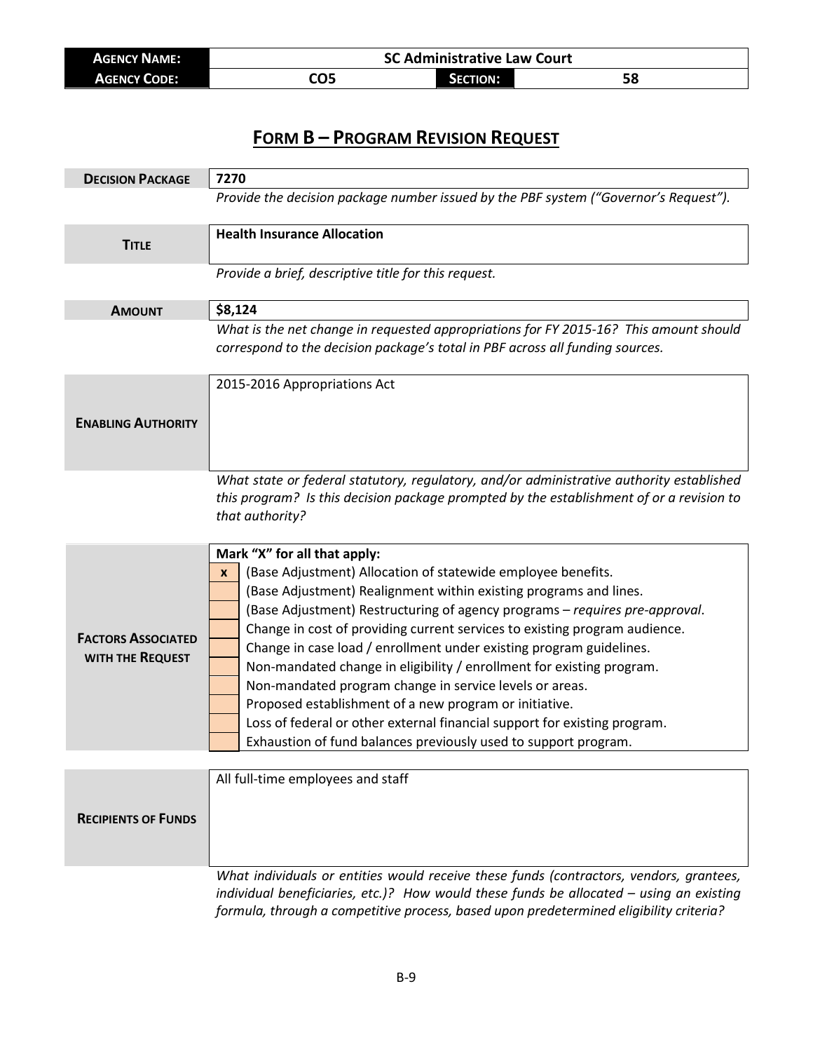| **Agency Name:** | SC Administrative Law Court | | |
|---|---|---|---|
| **Agency Code:** | CO5 | **Section:** | 58 |

# **Form B – Program Revision Request**

| | |
|---|---|
| **Decision Package** | **7270** |
| | *Provide the decision package number issued by the PBF system ("Governor's Request").* |

| | |
|---|---|
| **Title** | **Health Insurance Allocation** |
| | *Provide a brief, descriptive title for this request.* |

| | |
|---|---|
| **Amount** | **$8,124** |
| | *What is the net change in requested appropriations for FY 2015-16? This amount should correspond to the decision package's total in PBF across all funding sources.* |

| | |
|---|---|
| **Enabling Authority** | 2015-2016 Appropriations Act |
| | *What state or federal statutory, regulatory, and/or administrative authority established this program? Is this decision package prompted by the establishment of or a revision to that authority?* |

**Factors Associated with the Request**

**Mark "X" for all that apply:**

| | |
|---|---|
| x | (Base Adjustment) Allocation of statewide employee benefits. |
| | (Base Adjustment) Realignment within existing programs and lines. |
| | (Base Adjustment) Restructuring of agency programs – *requires pre-approval*. |
| | Change in cost of providing current services to existing program audience. |
| | Change in case load / enrollment under existing program guidelines. |
| | Non-mandated change in eligibility / enrollment for existing program. |
| | Non-mandated program change in service levels or areas. |
| | Proposed establishment of a new program or initiative. |
| | Loss of federal or other external financial support for existing program. |
| | Exhaustion of fund balances previously used to support program. |

| | |
|---|---|
| **Recipients of Funds** | All full-time employees and staff |
| | *What individuals or entities would receive these funds (contractors, vendors, grantees, individual beneficiaries, etc.)? How would these funds be allocated – using an existing formula, through a competitive process, based upon predetermined eligibility criteria?* |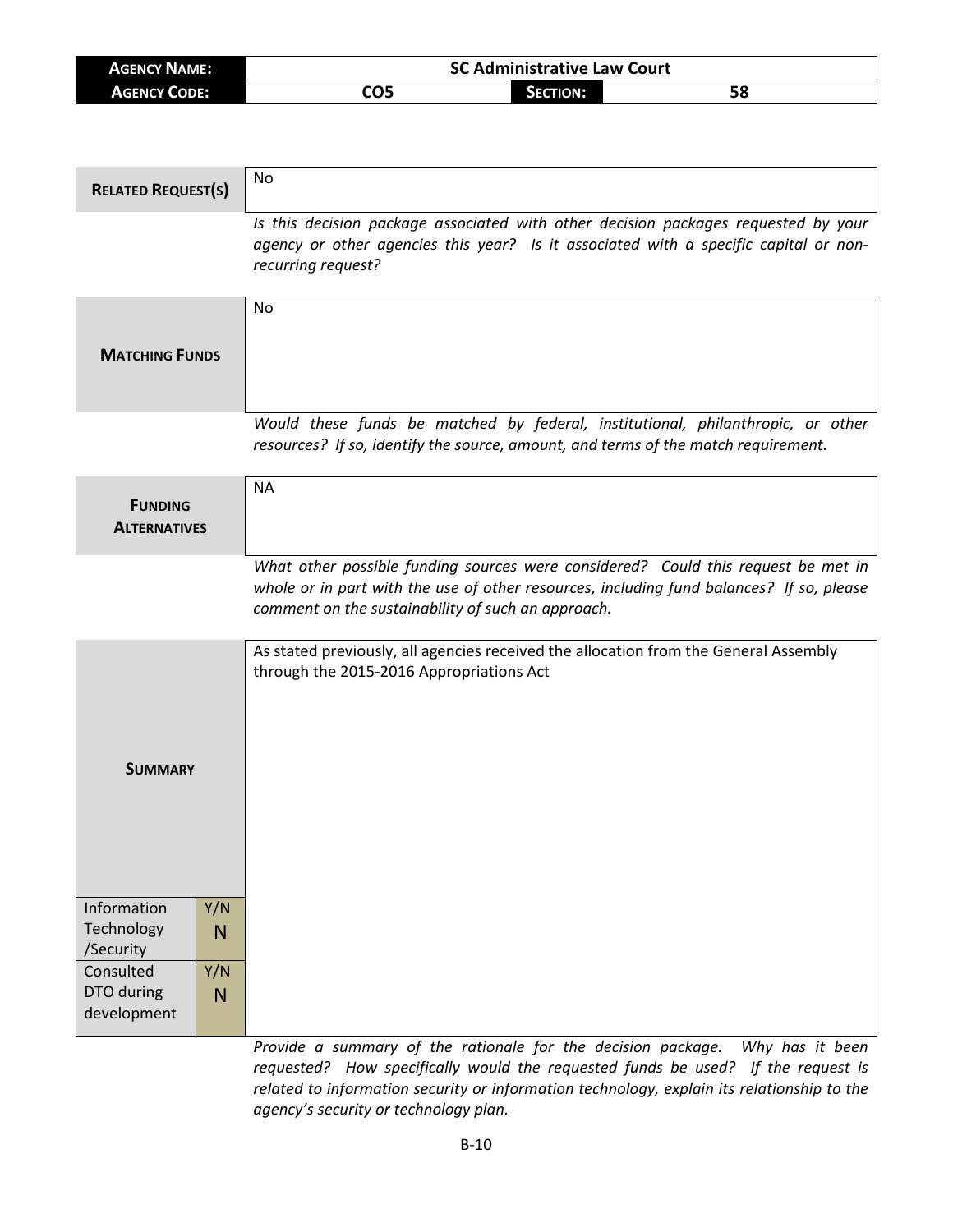| **AGENCY NAME:** | SC Administrative Law Court | | |
|---|---|---|---|
| **AGENCY CODE:** | CO5 | **SECTION:** | 58 |

| **RELATED REQUEST(S)** | No |
|---|---|

*Is this decision package associated with other decision packages requested by your agency or other agencies this year? Is it associated with a specific capital or non-recurring request?*

| **MATCHING FUNDS** | No |
|---|---|

*Would these funds be matched by federal, institutional, philanthropic, or other resources? If so, identify the source, amount, and terms of the match requirement.*

| **FUNDING ALTERNATIVES** | NA |
|---|---|

*What other possible funding sources were considered? Could this request be met in whole or in part with the use of other resources, including fund balances? If so, please comment on the sustainability of such an approach.*

| **SUMMARY** | | As stated previously, all agencies received the allocation from the General Assembly through the 2015-2016 Appropriations Act |
|---|---|---|
| Information Technology /Security | Y/N N | |
| Consulted DTO during development | Y/N N | |

*Provide a summary of the rationale for the decision package. Why has it been requested? How specifically would the requested funds be used? If the request is related to information security or information technology, explain its relationship to the agency's security or technology plan.*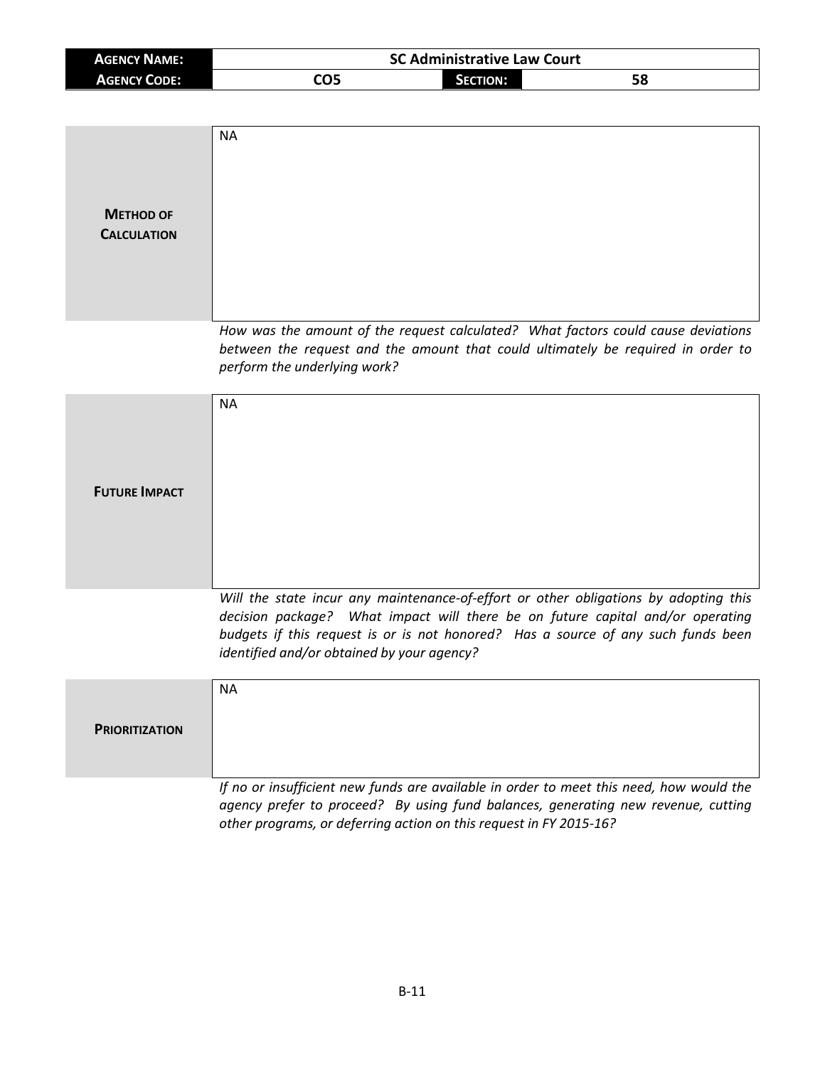| **AGENCY NAME:** | SC Administrative Law Court | | |
|---|---|---|---|
| **AGENCY CODE:** | CO5 | **SECTION:** | 58 |

| | |
|---|---|
| **METHOD OF CALCULATION** | NA |

*How was the amount of the request calculated? What factors could cause deviations between the request and the amount that could ultimately be required in order to perform the underlying work?*

| | |
|---|---|
| **FUTURE IMPACT** | NA |

*Will the state incur any maintenance-of-effort or other obligations by adopting this decision package? What impact will there be on future capital and/or operating budgets if this request is or is not honored? Has a source of any such funds been identified and/or obtained by your agency?*

| | |
|---|---|
| **PRIORITIZATION** | NA |

*If no or insufficient new funds are available in order to meet this need, how would the agency prefer to proceed? By using fund balances, generating new revenue, cutting other programs, or deferring action on this request in FY 2015-16?*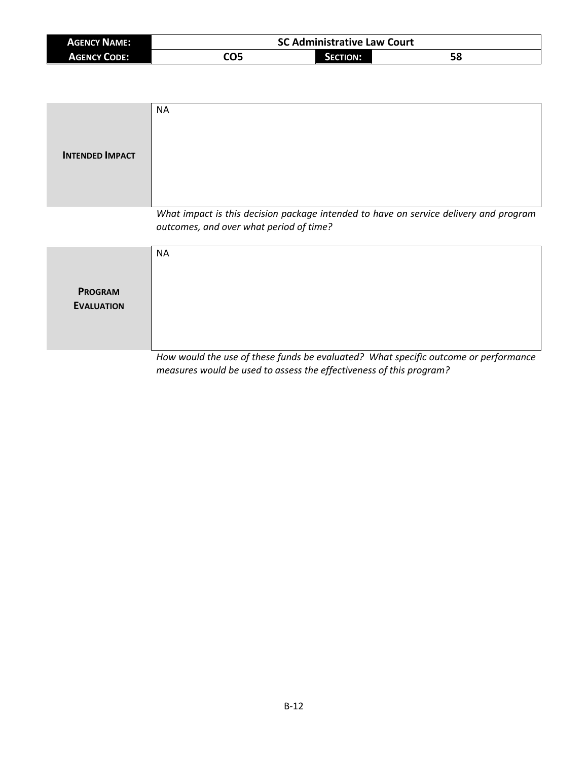| **AGENCY NAME:** | SC Administrative Law Court | | |
|---|---|---|---|
| **AGENCY CODE:** | CO5 | **SECTION:** | 58 |

| | |
|---|---|
| **INTENDED IMPACT** | NA |

*What impact is this decision package intended to have on service delivery and program outcomes, and over what period of time?*

| | |
|---|---|
| **PROGRAM EVALUATION** | NA |

*How would the use of these funds be evaluated? What specific outcome or performance measures would be used to assess the effectiveness of this program?*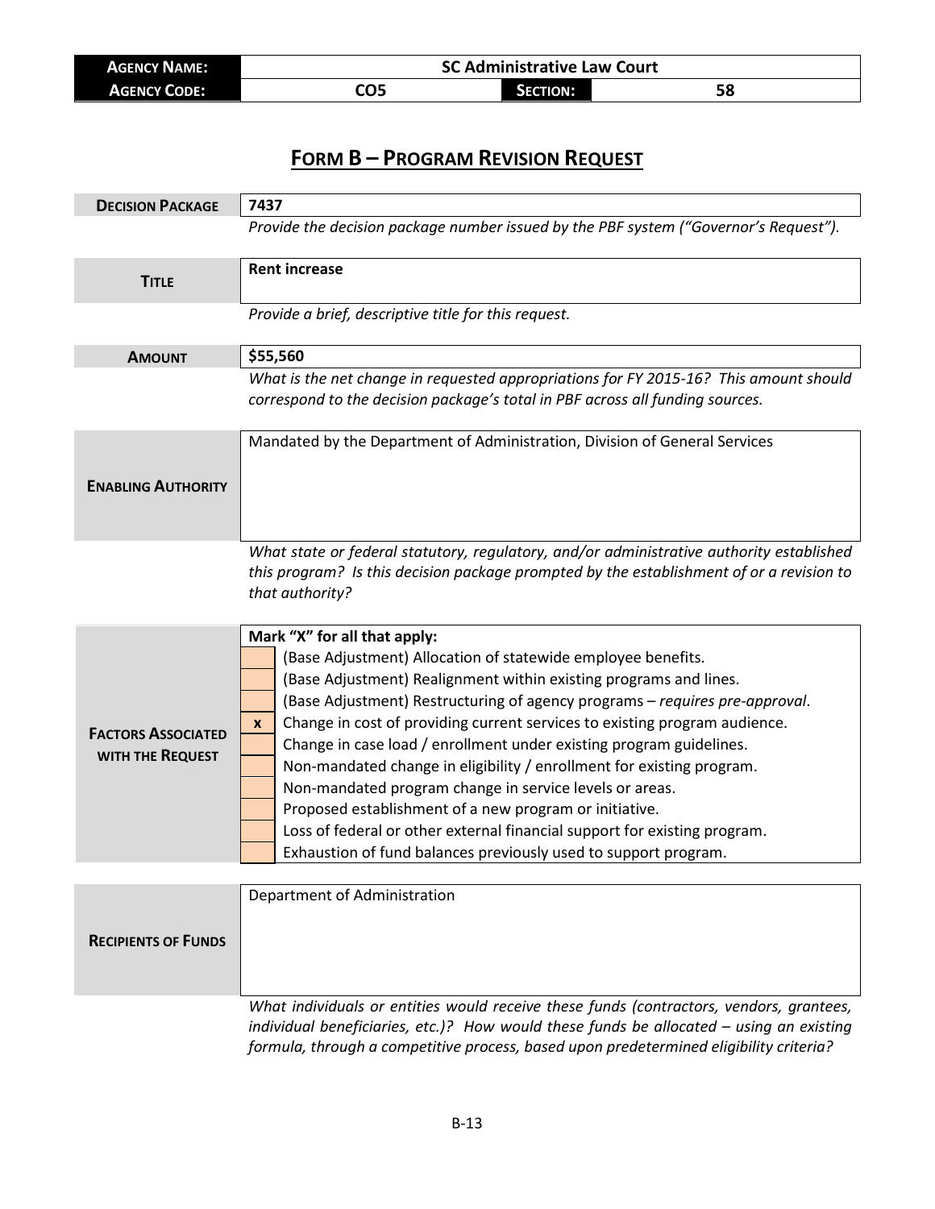| AGENCY NAME: | SC Administrative Law Court | | |
|---|---|---|---|
| AGENCY CODE: | CO5 | SECTION: | 58 |

# FORM B – PROGRAM REVISION REQUEST

| | |
|---|---|
| **DECISION PACKAGE** | **7437** |
| | *Provide the decision package number issued by the PBF system ("Governor's Request").* |
| **TITLE** | **Rent increase** |
| | *Provide a brief, descriptive title for this request.* |
| **AMOUNT** | **$55,560** |
| | *What is the net change in requested appropriations for FY 2015-16? This amount should correspond to the decision package's total in PBF across all funding sources.* |
| **ENABLING AUTHORITY** | Mandated by the Department of Administration, Division of General Services |
| | *What state or federal statutory, regulatory, and/or administrative authority established this program? Is this decision package prompted by the establishment of or a revision to that authority?* |

**FACTORS ASSOCIATED WITH THE REQUEST**

**Mark "X" for all that apply:**

| | |
|---|---|
| | (Base Adjustment) Allocation of statewide employee benefits. |
| | (Base Adjustment) Realignment within existing programs and lines. |
| | (Base Adjustment) Restructuring of agency programs – *requires pre-approval*. |
| x | Change in cost of providing current services to existing program audience. |
| | Change in case load / enrollment under existing program guidelines. |
| | Non-mandated change in eligibility / enrollment for existing program. |
| | Non-mandated program change in service levels or areas. |
| | Proposed establishment of a new program or initiative. |
| | Loss of federal or other external financial support for existing program. |
| | Exhaustion of fund balances previously used to support program. |

| | |
|---|---|
| **RECIPIENTS OF FUNDS** | Department of Administration |
| | *What individuals or entities would receive these funds (contractors, vendors, grantees, individual beneficiaries, etc.)? How would these funds be allocated – using an existing formula, through a competitive process, based upon predetermined eligibility criteria?* |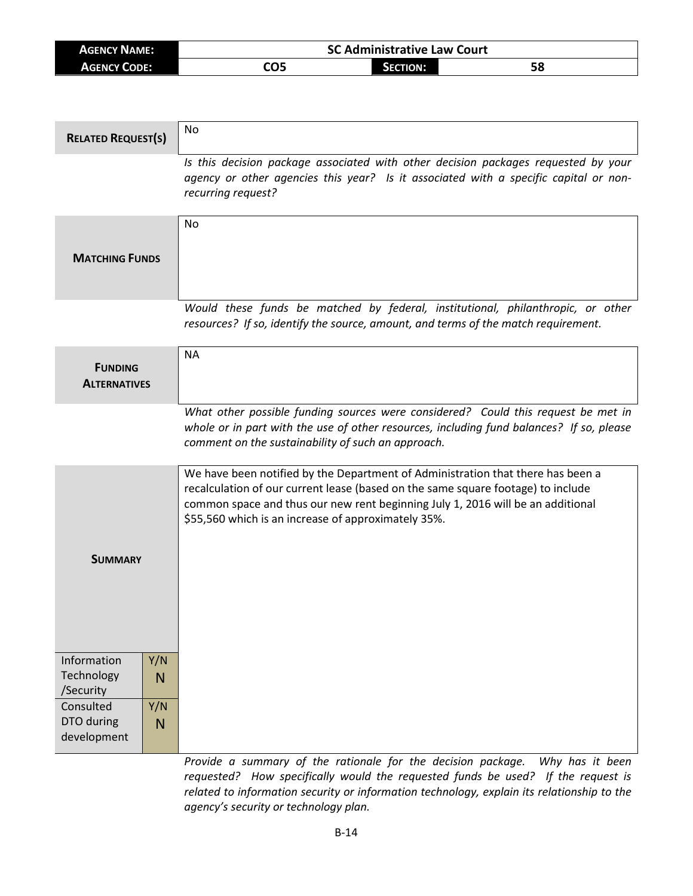| **AGENCY NAME:** | SC Administrative Law Court | | |
|---|---|---|---|
| **AGENCY CODE:** | CO5 | **SECTION:** | 58 |

| **RELATED REQUEST(S)** | No |
|---|---|
| | *Is this decision package associated with other decision packages requested by your agency or other agencies this year? Is it associated with a specific capital or non-recurring request?* |
| **MATCHING FUNDS** | No |
| | *Would these funds be matched by federal, institutional, philanthropic, or other resources? If so, identify the source, amount, and terms of the match requirement.* |
| **FUNDING ALTERNATIVES** | NA |
| | *What other possible funding sources were considered? Could this request be met in whole or in part with the use of other resources, including fund balances? If so, please comment on the sustainability of such an approach.* |
| **SUMMARY** | We have been notified by the Department of Administration that there has been a recalculation of our current lease (based on the same square footage) to include common space and thus our new rent beginning July 1, 2016 will be an additional $55,560 which is an increase of approximately 35%. |
| Information Technology /Security — Y/N: N | |
| Consulted DTO during development — Y/N: N | |
| | *Provide a summary of the rationale for the decision package. Why has it been requested? How specifically would the requested funds be used? If the request is related to information security or information technology, explain its relationship to the agency's security or technology plan.* |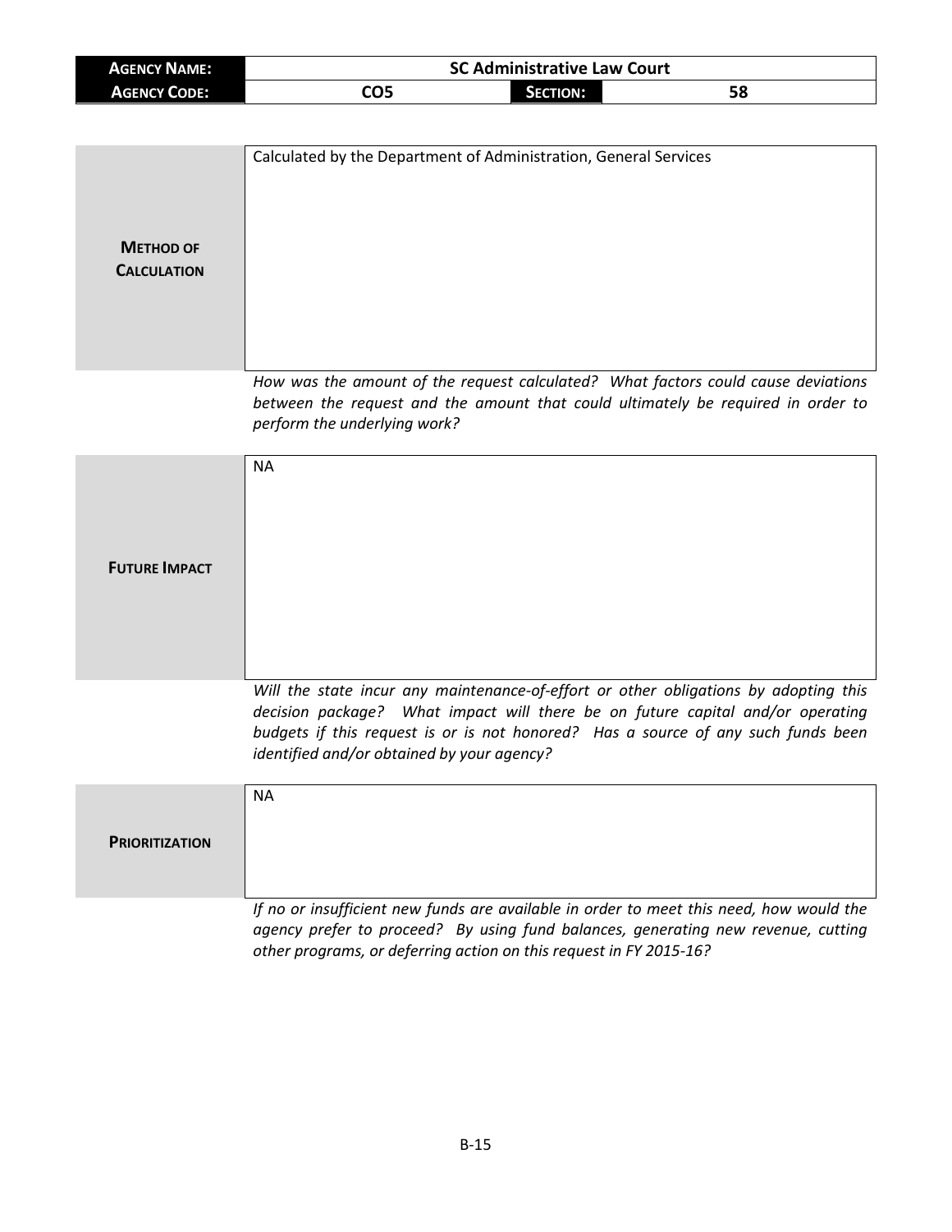| **AGENCY NAME:** | SC Administrative Law Court | | |
|---|---|---|---|
| **AGENCY CODE:** | CO5 | **SECTION:** | 58 |

| | |
|---|---|
| **METHOD OF CALCULATION** | Calculated by the Department of Administration, General Services |

*How was the amount of the request calculated? What factors could cause deviations between the request and the amount that could ultimately be required in order to perform the underlying work?*

| | |
|---|---|
| **FUTURE IMPACT** | NA |

*Will the state incur any maintenance-of-effort or other obligations by adopting this decision package? What impact will there be on future capital and/or operating budgets if this request is or is not honored? Has a source of any such funds been identified and/or obtained by your agency?*

| | |
|---|---|
| **PRIORITIZATION** | NA |

*If no or insufficient new funds are available in order to meet this need, how would the agency prefer to proceed? By using fund balances, generating new revenue, cutting other programs, or deferring action on this request in FY 2015-16?*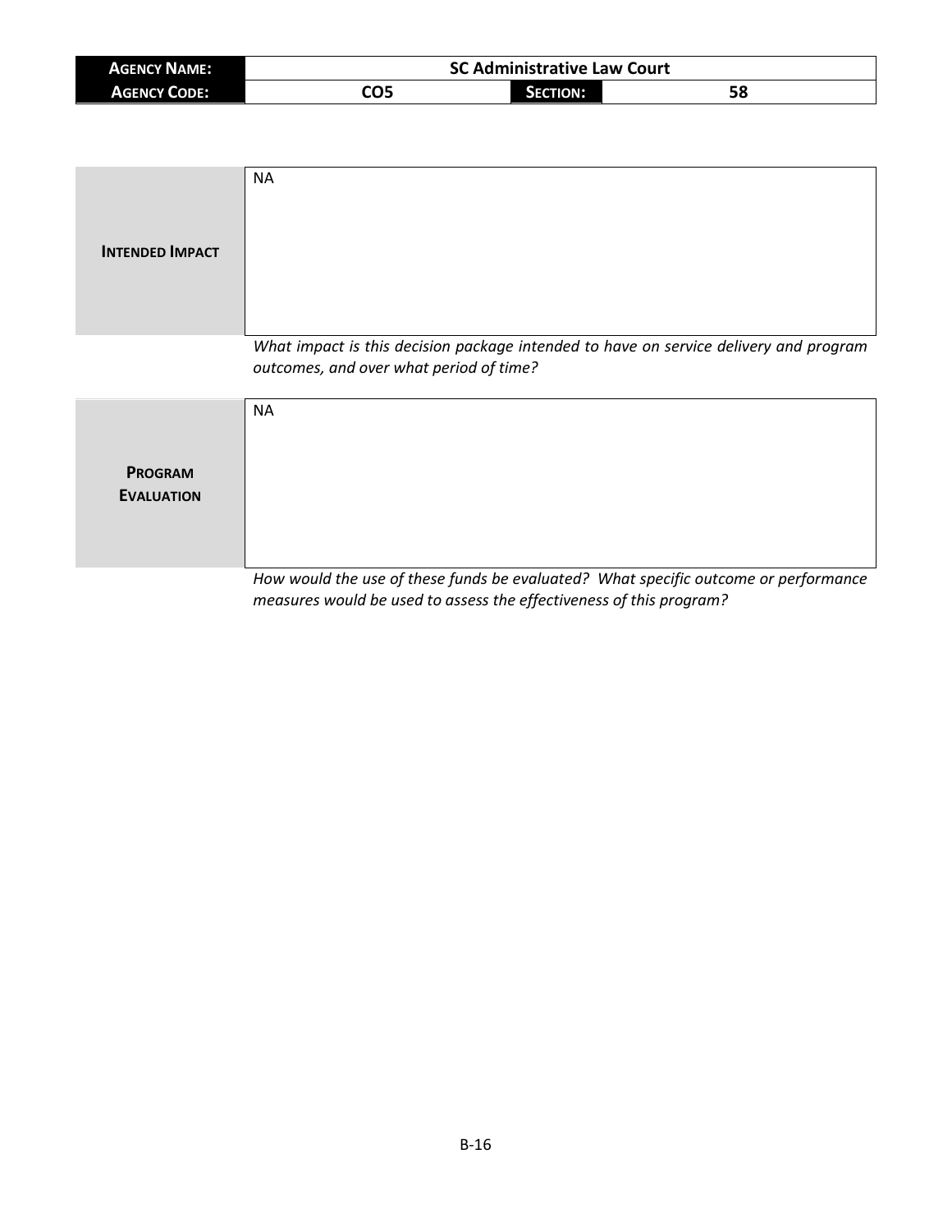| **Agency Name:** | SC Administrative Law Court | | |
| --- | --- | --- | --- |
| **Agency Code:** | CO5 | **Section:** | 58 |

| **Intended Impact** | NA |
| --- | --- |

*What impact is this decision package intended to have on service delivery and program outcomes, and over what period of time?*

| **Program Evaluation** | NA |
| --- | --- |

*How would the use of these funds be evaluated? What specific outcome or performance measures would be used to assess the effectiveness of this program?*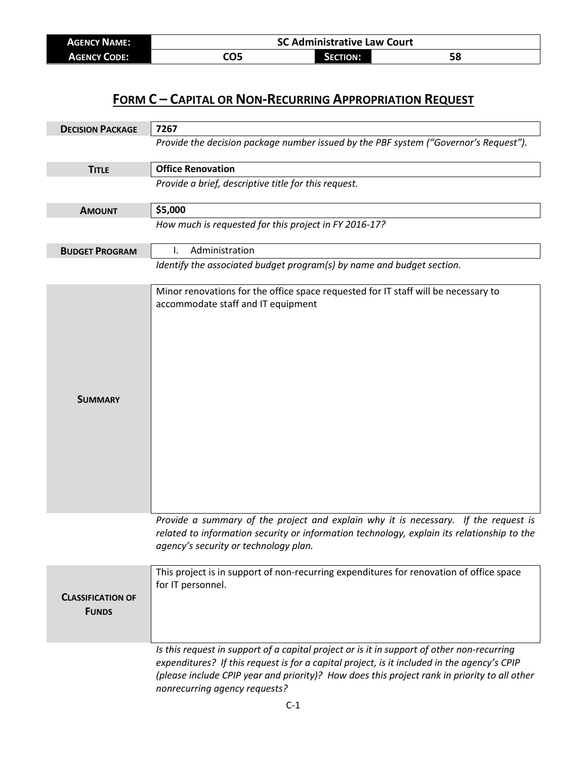| **AGENCY NAME:** | SC Administrative Law Court | | |
|---|---|---|---|
| **AGENCY CODE:** | CO5 | **SECTION:** | 58 |

## FORM C – CAPITAL OR NON-RECURRING APPROPRIATION REQUEST

| | |
|---|---|
| **DECISION PACKAGE** | **7267** |
| | *Provide the decision package number issued by the PBF system ("Governor's Request").* |
| **TITLE** | **Office Renovation** |
| | *Provide a brief, descriptive title for this request.* |
| **AMOUNT** | **$5,000** |
| | *How much is requested for this project in FY 2016-17?* |
| **BUDGET PROGRAM** | I. Administration |
| | *Identify the associated budget program(s) by name and budget section.* |
| **SUMMARY** | Minor renovations for the office space requested for IT staff will be necessary to accommodate staff and IT equipment |
| | *Provide a summary of the project and explain why it is necessary. If the request is related to information security or information technology, explain its relationship to the agency's security or technology plan.* |
| **CLASSIFICATION OF FUNDS** | This project is in support of non-recurring expenditures for renovation of office space for IT personnel. |
| | *Is this request in support of a capital project or is it in support of other non-recurring expenditures? If this request is for a capital project, is it included in the agency's CPIP (please include CPIP year and priority)? How does this project rank in priority to all other nonrecurring agency requests?* |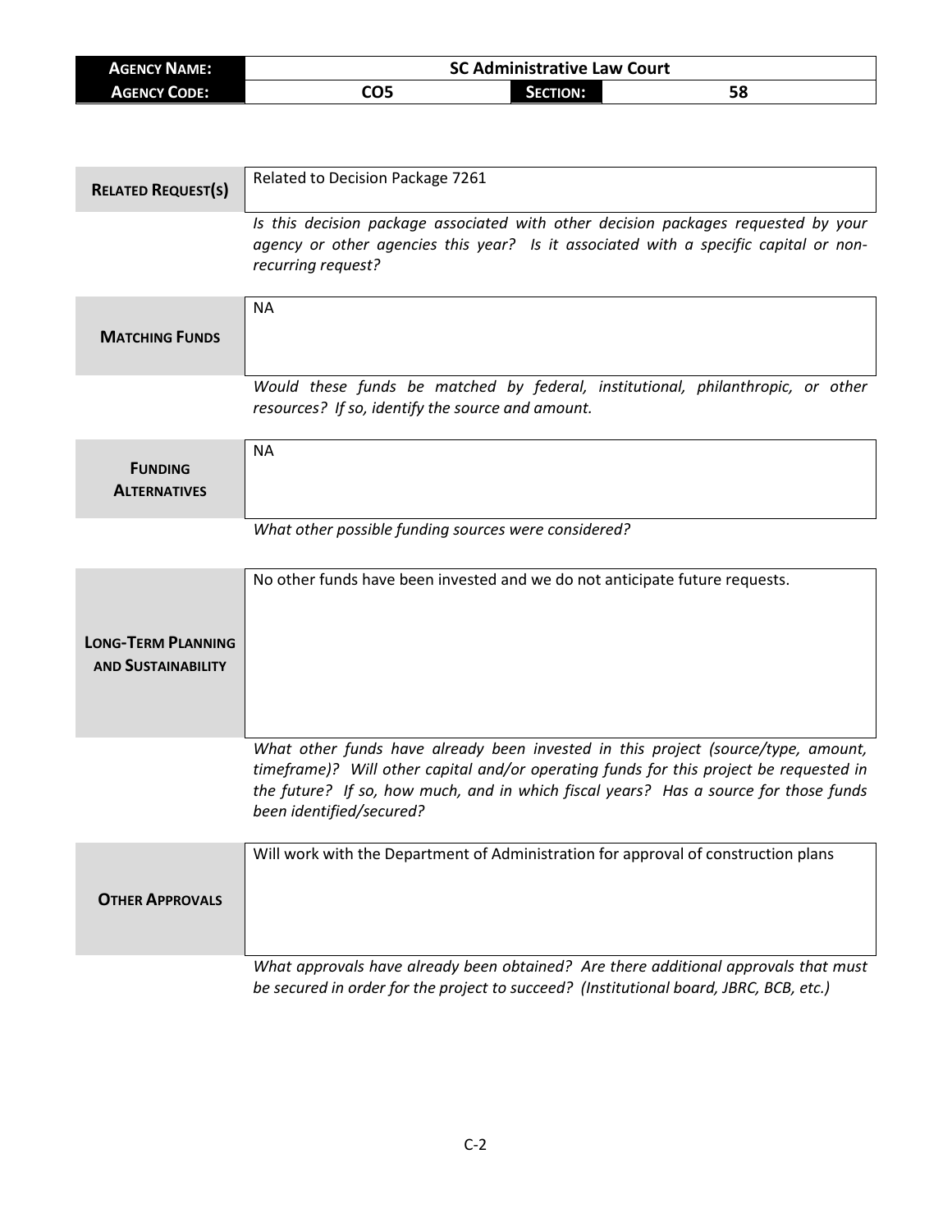| | | | |
|---|---|---|---|
| **Agency Name:** | SC Administrative Law Court | | |
| **Agency Code:** | CO5 | **Section:** | 58 |

| | |
|---|---|
| **Related Request(s)** | Related to Decision Package 7261 |
| | *Is this decision package associated with other decision packages requested by your agency or other agencies this year? Is it associated with a specific capital or non-recurring request?* |
| **Matching Funds** | NA |
| | *Would these funds be matched by federal, institutional, philanthropic, or other resources? If so, identify the source and amount.* |
| **Funding Alternatives** | NA |
| | *What other possible funding sources were considered?* |
| **Long-Term Planning and Sustainability** | No other funds have been invested and we do not anticipate future requests. |
| | *What other funds have already been invested in this project (source/type, amount, timeframe)? Will other capital and/or operating funds for this project be requested in the future? If so, how much, and in which fiscal years? Has a source for those funds been identified/secured?* |
| **Other Approvals** | Will work with the Department of Administration for approval of construction plans |
| | *What approvals have already been obtained? Are there additional approvals that must be secured in order for the project to succeed? (Institutional board, JBRC, BCB, etc.)* |